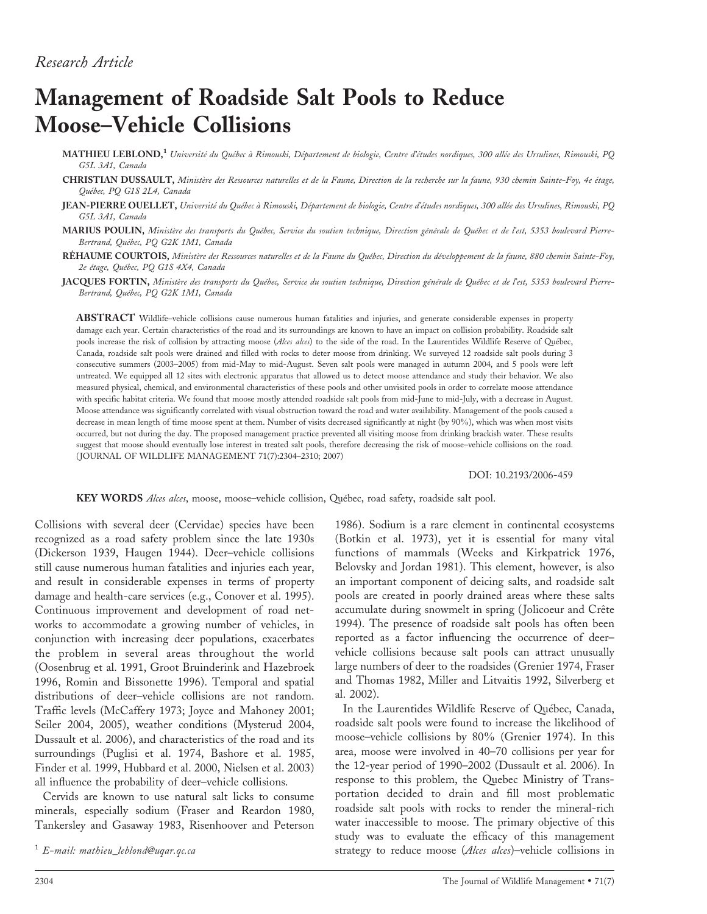*Research Article*

# Management of Roadside Salt Pools to Reduce Moose–Vehicle Collisions

**MATHIEU LEBLOND,**[1] *Université du Québec à Rimouski, Département de biologie, Centre d'études nordiques, 300 allée des Ursulines, Rimouski, PQ G5L 3A1, Canada*

**CHRISTIAN DUSSAULT,** *Ministère des Ressources naturelles et de la Faune, Direction de la recherche sur la faune, 930 chemin Sainte-Foy, 4e étage, Québec, PQ G1S 2L4, Canada*

**JEAN-PIERRE OUELLET,** *Université du Québec à Rimouski, Département de biologie, Centre d'études nordiques, 300 allée des Ursulines, Rimouski, PQ G5L 3A1, Canada*

**MARIUS POULIN,** *Ministère des transports du Québec, Service du soutien technique, Direction générale de Québec et de l'est, 5353 boulevard Pierre-Bertrand, Québec, PQ G2K 1M1, Canada*

**RÉHAUME COURTOIS,** *Ministère des Ressources naturelles et de la Faune du Québec, Direction du développement de la faune, 880 chemin Sainte-Foy, 2e étage, Québec, PQ G1S 4X4, Canada*

**JACQUES FORTIN,** *Ministère des transports du Québec, Service du soutien technique, Direction générale de Québec et de l'est, 5353 boulevard Pierre-Bertrand, Québec, PQ G2K 1M1, Canada*

**ABSTRACT** Wildlife–vehicle collisions cause numerous human fatalities and injuries, and generate considerable expenses in property damage each year. Certain characteristics of the road and its surroundings are known to have an impact on collision probability. Roadside salt pools increase the risk of collision by attracting moose (*Alces alces*) to the side of the road. In the Laurentides Wildlife Reserve of Québec, Canada, roadside salt pools were drained and filled with rocks to deter moose from drinking. We surveyed 12 roadside salt pools during 3 consecutive summers (2003–2005) from mid-May to mid-August. Seven salt pools were managed in autumn 2004, and 5 pools were left untreated. We equipped all 12 sites with electronic apparatus that allowed us to detect moose attendance and study their behavior. We also measured physical, chemical, and environmental characteristics of these pools and other unvisited pools in order to correlate moose attendance with specific habitat criteria. We found that moose mostly attended roadside salt pools from mid-June to mid-July, with a decrease in August. Moose attendance was significantly correlated with visual obstruction toward the road and water availability. Management of the pools caused a decrease in mean length of time moose spent at them. Number of visits decreased significantly at night (by 90%), which was when most visits occurred, but not during the day. The proposed management practice prevented all visiting moose from drinking brackish water. These results suggest that moose should eventually lose interest in treated salt pools, therefore decreasing the risk of moose–vehicle collisions on the road. (JOURNAL OF WILDLIFE MANAGEMENT 71(7):2304–2310; 2007)

DOI: 10.2193/2006-459

**KEY WORDS** *Alces alces*, moose, moose–vehicle collision, Québec, road safety, roadside salt pool.

Collisions with several deer (Cervidae) species have been recognized as a road safety problem since the late 1930s (Dickerson 1939, Haugen 1944). Deer–vehicle collisions still cause numerous human fatalities and injuries each year, and result in considerable expenses in terms of property damage and health-care services (e.g., Conover et al. 1995). Continuous improvement and development of road networks to accommodate a growing number of vehicles, in conjunction with increasing deer populations, exacerbates the problem in several areas throughout the world (Oosenbrug et al. 1991, Groot Bruinderink and Hazebroek 1996, Romin and Bissonette 1996). Temporal and spatial distributions of deer–vehicle collisions are not random. Traffic levels (McCaffery 1973; Joyce and Mahoney 2001; Seiler 2004, 2005), weather conditions (Mysterud 2004, Dussault et al. 2006), and characteristics of the road and its surroundings (Puglisi et al. 1974, Bashore et al. 1985, Finder et al. 1999, Hubbard et al. 2000, Nielsen et al. 2003) all influence the probability of deer–vehicle collisions.

Cervids are known to use natural salt licks to consume minerals, especially sodium (Fraser and Reardon 1980, Tankersley and Gasaway 1983, Risenhoover and Peterson 1986). Sodium is a rare element in continental ecosystems (Botkin et al. 1973), yet it is essential for many vital functions of mammals (Weeks and Kirkpatrick 1976, Belovsky and Jordan 1981). This element, however, is also an important component of deicing salts, and roadside salt pools are created in poorly drained areas where these salts accumulate during snowmelt in spring (Jolicoeur and Crête 1994). The presence of roadside salt pools has often been reported as a factor influencing the occurrence of deer–vehicle collisions because salt pools can attract unusually large numbers of deer to the roadsides (Grenier 1974, Fraser and Thomas 1982, Miller and Litvaitis 1992, Silverberg et al. 2002).

In the Laurentides Wildlife Reserve of Québec, Canada, roadside salt pools were found to increase the likelihood of moose–vehicle collisions by 80% (Grenier 1974). In this area, moose were involved in 40–70 collisions per year for the 12-year period of 1990–2002 (Dussault et al. 2006). In response to this problem, the Quebec Ministry of Transportation decided to drain and fill most problematic roadside salt pools with rocks to render the mineral-rich water inaccessible to moose. The primary objective of this study was to evaluate the efficacy of this management strategy to reduce moose (*Alces alces*)–vehicle collisions in

[1] *E-mail: mathieu_leblond@uqar.qc.ca*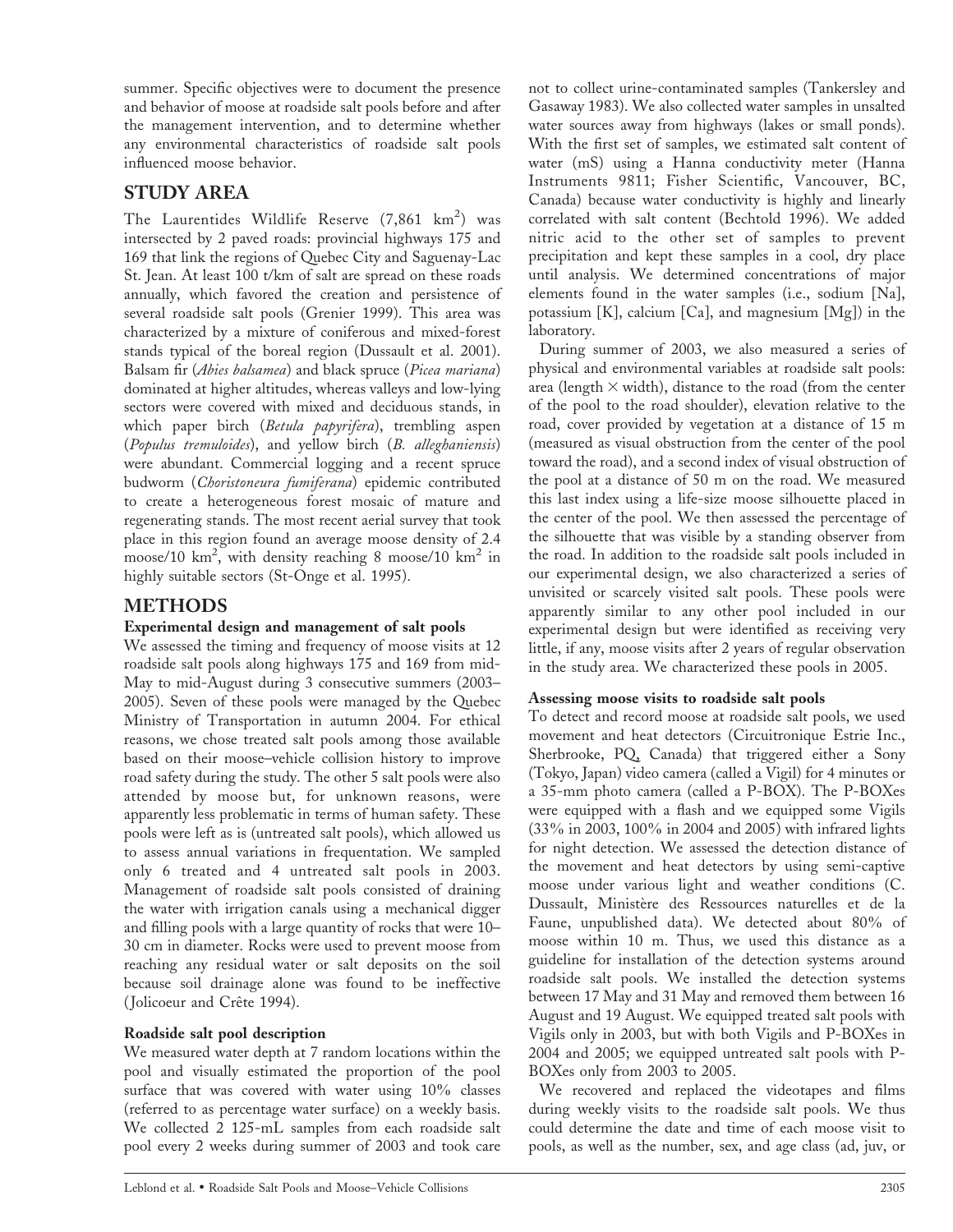summer. Specific objectives were to document the presence and behavior of moose at roadside salt pools before and after the management intervention, and to determine whether any environmental characteristics of roadside salt pools influenced moose behavior.

## STUDY AREA

The Laurentides Wildlife Reserve (7,861 $km^2$) was intersected by 2 paved roads: provincial highways 175 and 169 that link the regions of Quebec City and Saguenay-Lac St. Jean. At least 100 t/km of salt are spread on these roads annually, which favored the creation and persistence of several roadside salt pools (Grenier 1999). This area was characterized by a mixture of coniferous and mixed-forest stands typical of the boreal region (Dussault et al. 2001). Balsam fir (*Abies balsamea*) and black spruce (*Picea mariana*) dominated at higher altitudes, whereas valleys and low-lying sectors were covered with mixed and deciduous stands, in which paper birch (*Betula papyrifera*), trembling aspen (*Populus tremuloides*), and yellow birch (*B. alleghaniensis*) were abundant. Commercial logging and a recent spruce budworm (*Choristoneura fumiferana*) epidemic contributed to create a heterogeneous forest mosaic of mature and regenerating stands. The most recent aerial survey that took place in this region found an average moose density of 2.4 moose/10 $km^2$, with density reaching 8 moose/10 $km^2$ in highly suitable sectors (St-Onge et al. 1995).

## METHODS

### Experimental design and management of salt pools

We assessed the timing and frequency of moose visits at 12 roadside salt pools along highways 175 and 169 from mid-May to mid-August during 3 consecutive summers (2003–2005). Seven of these pools were managed by the Quebec Ministry of Transportation in autumn 2004. For ethical reasons, we chose treated salt pools among those available based on their moose–vehicle collision history to improve road safety during the study. The other 5 salt pools were also attended by moose but, for unknown reasons, were apparently less problematic in terms of human safety. These pools were left as is (untreated salt pools), which allowed us to assess annual variations in frequentation. We sampled only 6 treated and 4 untreated salt pools in 2003. Management of roadside salt pools consisted of draining the water with irrigation canals using a mechanical digger and filling pools with a large quantity of rocks that were 10–30 cm in diameter. Rocks were used to prevent moose from reaching any residual water or salt deposits on the soil because soil drainage alone was found to be ineffective (Jolicoeur and Crête 1994).

### Roadside salt pool description

We measured water depth at 7 random locations within the pool and visually estimated the proportion of the pool surface that was covered with water using 10% classes (referred to as percentage water surface) on a weekly basis. We collected 2 125-mL samples from each roadside salt pool every 2 weeks during summer of 2003 and took care not to collect urine-contaminated samples (Tankersley and Gasaway 1983). We also collected water samples in unsalted water sources away from highways (lakes or small ponds). With the first set of samples, we estimated salt content of water (mS) using a Hanna conductivity meter (Hanna Instruments 9811; Fisher Scientific, Vancouver, BC, Canada) because water conductivity is highly and linearly correlated with salt content (Bechtold 1996). We added nitric acid to the other set of samples to prevent precipitation and kept these samples in a cool, dry place until analysis. We determined concentrations of major elements found in the water samples (i.e., sodium [Na], potassium [K], calcium [Ca], and magnesium [Mg]) in the laboratory.

During summer of 2003, we also measured a series of physical and environmental variables at roadside salt pools: area (length $\times$ width), distance to the road (from the center of the pool to the road shoulder), elevation relative to the road, cover provided by vegetation at a distance of 15 m (measured as visual obstruction from the center of the pool toward the road), and a second index of visual obstruction of the pool at a distance of 50 m on the road. We measured this last index using a life-size moose silhouette placed in the center of the pool. We then assessed the percentage of the silhouette that was visible by a standing observer from the road. In addition to the roadside salt pools included in our experimental design, we also characterized a series of unvisited or scarcely visited salt pools. These pools were apparently similar to any other pool included in our experimental design but were identified as receiving very little, if any, moose visits after 2 years of regular observation in the study area. We characterized these pools in 2005.

### Assessing moose visits to roadside salt pools

To detect and record moose at roadside salt pools, we used movement and heat detectors (Circuitronique Estrie Inc., Sherbrooke, PQ, Canada) that triggered either a Sony (Tokyo, Japan) video camera (called a Vigil) for 4 minutes or a 35-mm photo camera (called a P-BOX). The P-BOXes were equipped with a flash and we equipped some Vigils (33% in 2003, 100% in 2004 and 2005) with infrared lights for night detection. We assessed the detection distance of the movement and heat detectors by using semi-captive moose under various light and weather conditions (C. Dussault, Ministère des Ressources naturelles et de la Faune, unpublished data). We detected about 80% of moose within 10 m. Thus, we used this distance as a guideline for installation of the detection systems around roadside salt pools. We installed the detection systems between 17 May and 31 May and removed them between 16 August and 19 August. We equipped treated salt pools with Vigils only in 2003, but with both Vigils and P-BOXes in 2004 and 2005; we equipped untreated salt pools with P-BOXes only from 2003 to 2005.

We recovered and replaced the videotapes and films during weekly visits to the roadside salt pools. We thus could determine the date and time of each moose visit to pools, as well as the number, sex, and age class (ad, juv, or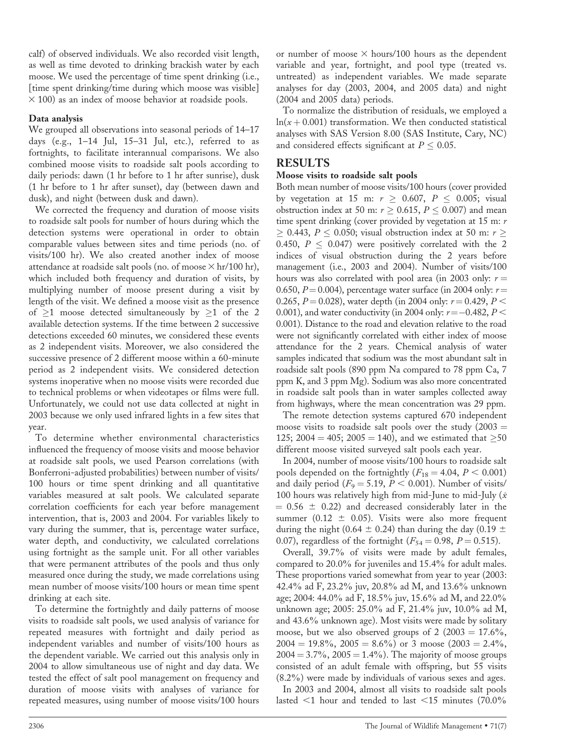calf) of observed individuals. We also recorded visit length, as well as time devoted to drinking brackish water by each moose. We used the percentage of time spent drinking (i.e., [time spent drinking/time during which moose was visible] $\times$ 100) as an index of moose behavior at roadside pools.

### Data analysis

We grouped all observations into seasonal periods of 14–17 days (e.g., 1–14 Jul, 15–31 Jul, etc.), referred to as fortnights, to facilitate interannual comparisons. We also combined moose visits to roadside salt pools according to daily periods: dawn (1 hr before to 1 hr after sunrise), dusk (1 hr before to 1 hr after sunset), day (between dawn and dusk), and night (between dusk and dawn).

We corrected the frequency and duration of moose visits to roadside salt pools for number of hours during which the detection systems were operational in order to obtain comparable values between sites and time periods (no. of visits/100 hr). We also created another index of moose attendance at roadside salt pools (no. of moose $\times$ hr/100 hr), which included both frequency and duration of visits, by multiplying number of moose present during a visit by length of the visit. We defined a moose visit as the presence of $\geq$1 moose detected simultaneously by $\geq$1 of the 2 available detection systems. If the time between 2 successive detections exceeded 60 minutes, we considered these events as 2 independent visits. Moreover, we also considered the successive presence of 2 different moose within a 60-minute period as 2 independent visits. We considered detection systems inoperative when no moose visits were recorded due to technical problems or when videotapes or films were full. Unfortunately, we could not use data collected at night in 2003 because we only used infrared lights in a few sites that year.

To determine whether environmental characteristics influenced the frequency of moose visits and moose behavior at roadside salt pools, we used Pearson correlations (with Bonferroni-adjusted probabilities) between number of visits/100 hours or time spent drinking and all quantitative variables measured at salt pools. We calculated separate correlation coefficients for each year before management intervention, that is, 2003 and 2004. For variables likely to vary during the summer, that is, percentage water surface, water depth, and conductivity, we calculated correlations using fortnight as the sample unit. For all other variables that were permanent attributes of the pools and thus only measured once during the study, we made correlations using mean number of moose visits/100 hours or mean time spent drinking at each site.

To determine the fortnightly and daily patterns of moose visits to roadside salt pools, we used analysis of variance for repeated measures with fortnight and daily period as independent variables and number of visits/100 hours as the dependent variable. We carried out this analysis only in 2004 to allow simultaneous use of night and day data. We tested the effect of salt pool management on frequency and duration of moose visits with analyses of variance for repeated measures, using number of moose visits/100 hours or number of moose $\times$ hours/100 hours as the dependent variable and year, fortnight, and pool type (treated vs. untreated) as independent variables. We made separate analyses for day (2003, 2004, and 2005 data) and night (2004 and 2005 data) periods.

To normalize the distribution of residuals, we employed a $\ln(x + 0.001)$ transformation. We then conducted statistical analyses with SAS Version 8.00 (SAS Institute, Cary, NC) and considered effects significant at $P \leq 0.05$.

## RESULTS

### Moose visits to roadside salt pools

Both mean number of moose visits/100 hours (cover provided by vegetation at 15 m: $r \geq 0.607$, $P \leq 0.005$; visual obstruction index at 50 m: $r \geq 0.615$, $P \leq 0.007$) and mean time spent drinking (cover provided by vegetation at 15 m: $r \geq 0.443$, $P \leq 0.050$; visual obstruction index at 50 m: $r \geq 0.450$, $P \leq 0.047$) were positively correlated with the 2 indices of visual obstruction during the 2 years before management (i.e., 2003 and 2004). Number of visits/100 hours was also correlated with pool area (in 2003 only: $r = 0.650$, $P = 0.004$), percentage water surface (in 2004 only: $r = 0.265$, $P = 0.028$), water depth (in 2004 only: $r = 0.429$, $P < 0.001$), and water conductivity (in 2004 only: $r = -0.482$, $P < 0.001$). Distance to the road and elevation relative to the road were not significantly correlated with either index of moose attendance for the 2 years. Chemical analysis of water samples indicated that sodium was the most abundant salt in roadside salt pools (890 ppm Na compared to 78 ppm Ca, 7 ppm K, and 3 ppm Mg). Sodium was also more concentrated in roadside salt pools than in water samples collected away from highways, where the mean concentration was 29 ppm.

The remote detection systems captured 670 independent moose visits to roadside salt pools over the study (2003 = 125; 2004 = 405; 2005 = 140), and we estimated that $\geq$50 different moose visited surveyed salt pools each year.

In 2004, number of moose visits/100 hours to roadside salt pools depended on the fortnightly ($F_{18} = 4.04$, $P < 0.001$) and daily period ($F_{9} = 5.19$, $P < 0.001$). Number of visits/100 hours was relatively high from mid-June to mid-July ($\bar{x} = 0.56 \pm 0.22$) and decreased considerably later in the summer ($0.12 \pm 0.05$). Visits were also more frequent during the night ($0.64 \pm 0.24$) than during the day ($0.19 \pm 0.07$), regardless of the fortnight ($F_{54} = 0.98$, $P = 0.515$).

Overall, 39.7% of visits were made by adult females, compared to 20.0% for juveniles and 15.4% for adult males. These proportions varied somewhat from year to year (2003: 42.4% ad F, 23.2% juv, 20.8% ad M, and 13.6% unknown age; 2004: 44.0% ad F, 18.5% juv, 15.6% ad M, and 22.0% unknown age; 2005: 25.0% ad F, 21.4% juv, 10.0% ad M, and 43.6% unknown age). Most visits were made by solitary moose, but we also observed groups of 2 (2003 = 17.6%, 2004 = 19.8%, 2005 = 8.6%) or 3 moose (2003 = 2.4%, 2004 = 3.7%, 2005 = 1.4%). The majority of moose groups consisted of an adult female with offspring, but 55 visits (8.2%) were made by individuals of various sexes and ages.

In 2003 and 2004, almost all visits to roadside salt pools lasted <1 hour and tended to last <15 minutes (70.0%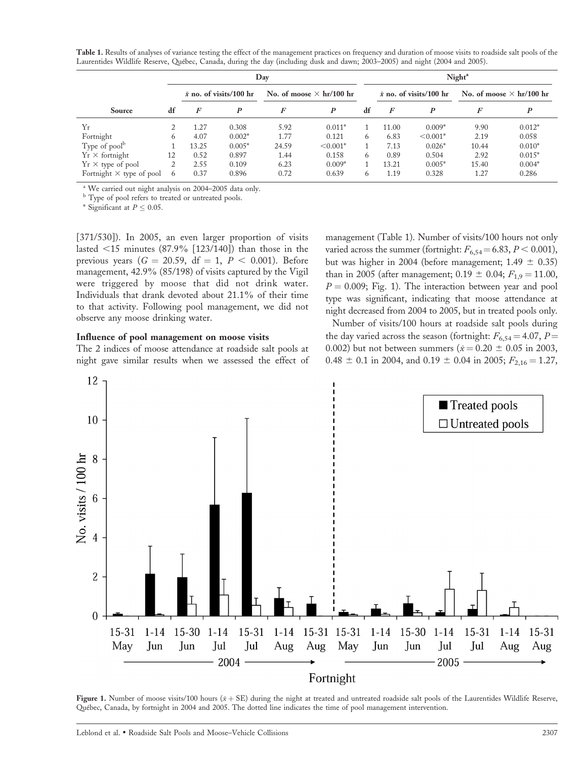**Table 1.** Results of analyses of variance testing the effect of the management practices on frequency and duration of moose visits to roadside salt pools of the Laurentides Wildlife Reserve, Québec, Canada, during the day (including dusk and dawn; 2003–2005) and night (2004 and 2005).

| | | Day | | | | | Night[a] | | | | |
|---|---|---|---|---|---|---|---|---|---|---|---|
| | | $\bar{x}$ no. of visits/100 hr | | No. of moose × hr/100 hr | | | $\bar{x}$ no. of visits/100 hr | | No. of moose × hr/100 hr | |
| Source | df | $F$ | $P$ | $F$ | $P$ | df | $F$ | $P$ | $F$ | $P$ |
| Yr | 2 | 1.27 | 0.308 | 5.92 | 0.011* | 1 | 11.00 | 0.009* | 9.90 | 0.012* |
| Fortnight | 6 | 4.07 | 0.002* | 1.77 | 0.121 | 6 | 6.83 | <0.001* | 2.19 | 0.058 |
| Type of pool[b] | 1 | 13.25 | 0.005* | 24.59 | <0.001* | 1 | 7.13 | 0.026* | 10.44 | 0.010* |
| Yr × fortnight | 12 | 0.52 | 0.897 | 1.44 | 0.158 | 6 | 0.89 | 0.504 | 2.92 | 0.015* |
| Yr × type of pool | 2 | 2.55 | 0.109 | 6.23 | 0.009* | 1 | 13.21 | 0.005* | 15.40 | 0.004* |
| Fortnight × type of pool | 6 | 0.37 | 0.896 | 0.72 | 0.639 | 6 | 1.19 | 0.328 | 1.27 | 0.286 |

[a] We carried out night analysis on 2004–2005 data only.
[b] Type of pool refers to treated or untreated pools.
* Significant at $P \leq 0.05$.

[371/530]). In 2005, an even larger proportion of visits lasted <15 minutes (87.9% [123/140]) than those in the previous years ($G = 20.59$, df = 1, $P < 0.001$). Before management, 42.9% (85/198) of visits captured by the Vigil were triggered by moose that did not drink water. Individuals that drank devoted about 21.1% of their time to that activity. Following pool management, we did not observe any moose drinking water.

### Influence of pool management on moose visits

The 2 indices of moose attendance at roadside salt pools at night gave similar results when we assessed the effect of management (Table 1). Number of visits/100 hours not only varied across the summer (fortnight: $F_{6,54} = 6.83$, $P < 0.001$), but was higher in 2004 (before management; 1.49 ± 0.35) than in 2005 (after management; 0.19 ± 0.04; $F_{1,9} = 11.00$, $P = 0.009$; Fig. 1). The interaction between year and pool type was significant, indicating that moose attendance at night decreased from 2004 to 2005, but in treated pools only.

Number of visits/100 hours at roadside salt pools during the day varied across the season (fortnight: $F_{6,54} = 4.07$, $P = 0.002$) but not between summers ($\bar{x} = 0.20 \pm 0.05$ in 2003, 0.48 ± 0.1 in 2004, and 0.19 ± 0.04 in 2005; $F_{2,16} = 1.27$,

**Figure 1.** Number of moose visits/100 hours ($\bar{x}$ + SE) during the night at treated and untreated roadside salt pools of the Laurentides Wildlife Reserve, Québec, Canada, by fortnight in 2004 and 2005. The dotted line indicates the time of pool management intervention.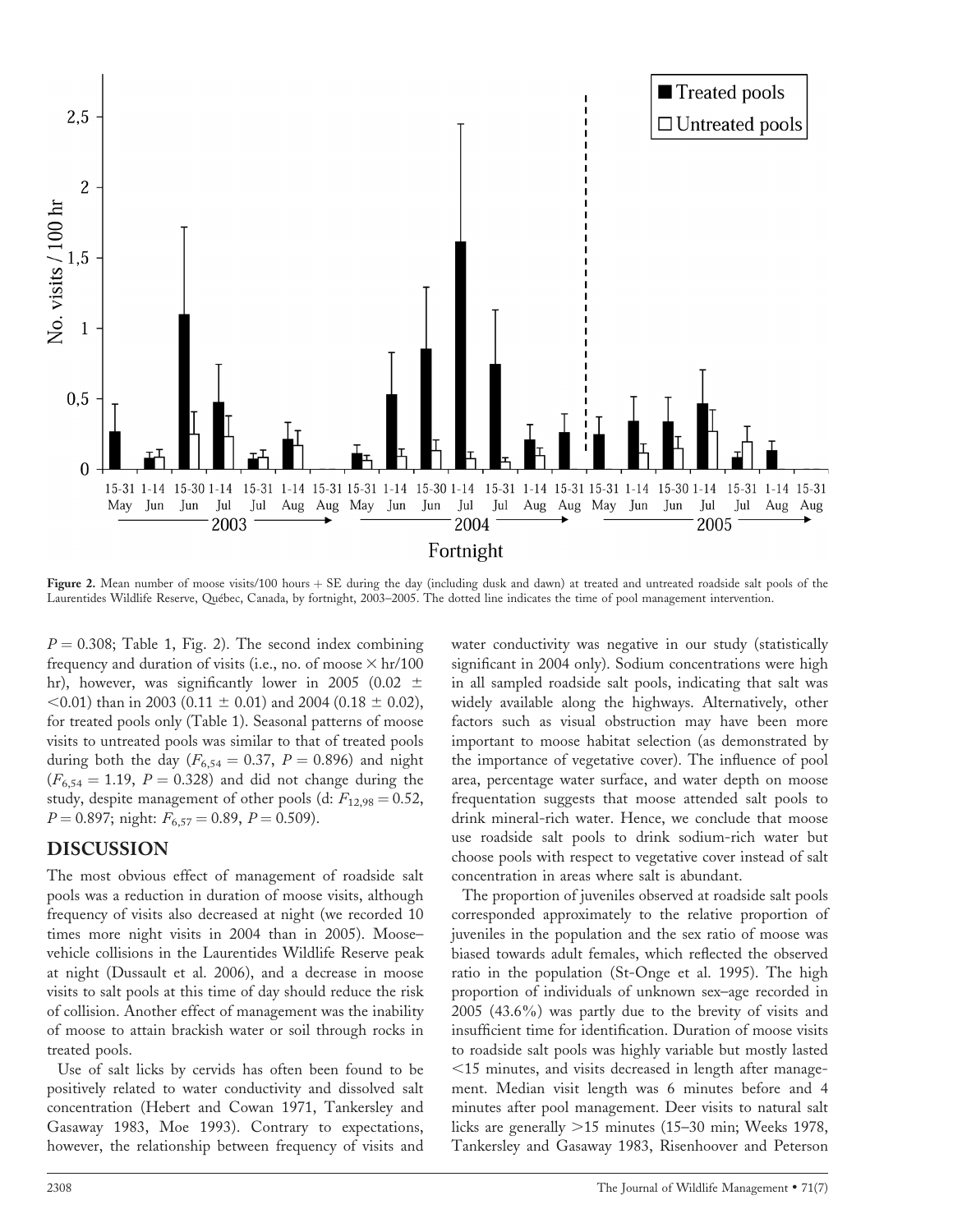**Figure 2.** Mean number of moose visits/100 hours + SE during the day (including dusk and dawn) at treated and untreated roadside salt pools of the Laurentides Wildlife Reserve, Québec, Canada, by fortnight, 2003–2005. The dotted line indicates the time of pool management intervention.

$P = 0.308$; Table 1, Fig. 2). The second index combining frequency and duration of visits (i.e., no. of moose × hr/100 hr), however, was significantly lower in 2005 (0.02 ± <0.01) than in 2003 (0.11 ± 0.01) and 2004 (0.18 ± 0.02), for treated pools only (Table 1). Seasonal patterns of moose visits to untreated pools was similar to that of treated pools during both the day ($F_{6,54} = 0.37$, $P = 0.896$) and night ($F_{6,54} = 1.19$, $P = 0.328$) and did not change during the study, despite management of other pools (d: $F_{12,98} = 0.52$, $P = 0.897$; night: $F_{6,57} = 0.89$, $P = 0.509$).

## DISCUSSION

The most obvious effect of management of roadside salt pools was a reduction in duration of moose visits, although frequency of visits also decreased at night (we recorded 10 times more night visits in 2004 than in 2005). Moose–vehicle collisions in the Laurentides Wildlife Reserve peak at night (Dussault et al. 2006), and a decrease in moose visits to salt pools at this time of day should reduce the risk of collision. Another effect of management was the inability of moose to attain brackish water or soil through rocks in treated pools.

Use of salt licks by cervids has often been found to be positively related to water conductivity and dissolved salt concentration (Hebert and Cowan 1971, Tankersley and Gasaway 1983, Moe 1993). Contrary to expectations, however, the relationship between frequency of visits and water conductivity was negative in our study (statistically significant in 2004 only). Sodium concentrations were high in all sampled roadside salt pools, indicating that salt was widely available along the highways. Alternatively, other factors such as visual obstruction may have been more important to moose habitat selection (as demonstrated by the importance of vegetative cover). The influence of pool area, percentage water surface, and water depth on moose frequentation suggests that moose attended salt pools to drink mineral-rich water. Hence, we conclude that moose use roadside salt pools to drink sodium-rich water but choose pools with respect to vegetative cover instead of salt concentration in areas where salt is abundant.

The proportion of juveniles observed at roadside salt pools corresponded approximately to the relative proportion of juveniles in the population and the sex ratio of moose was biased towards adult females, which reflected the observed ratio in the population (St-Onge et al. 1995). The high proportion of individuals of unknown sex–age recorded in 2005 (43.6%) was partly due to the brevity of visits and insufficient time for identification. Duration of moose visits to roadside salt pools was highly variable but mostly lasted <15 minutes, and visits decreased in length after management. Median visit length was 6 minutes before and 4 minutes after pool management. Deer visits to natural salt licks are generally >15 minutes (15–30 min; Weeks 1978, Tankersley and Gasaway 1983, Risenhoover and Peterson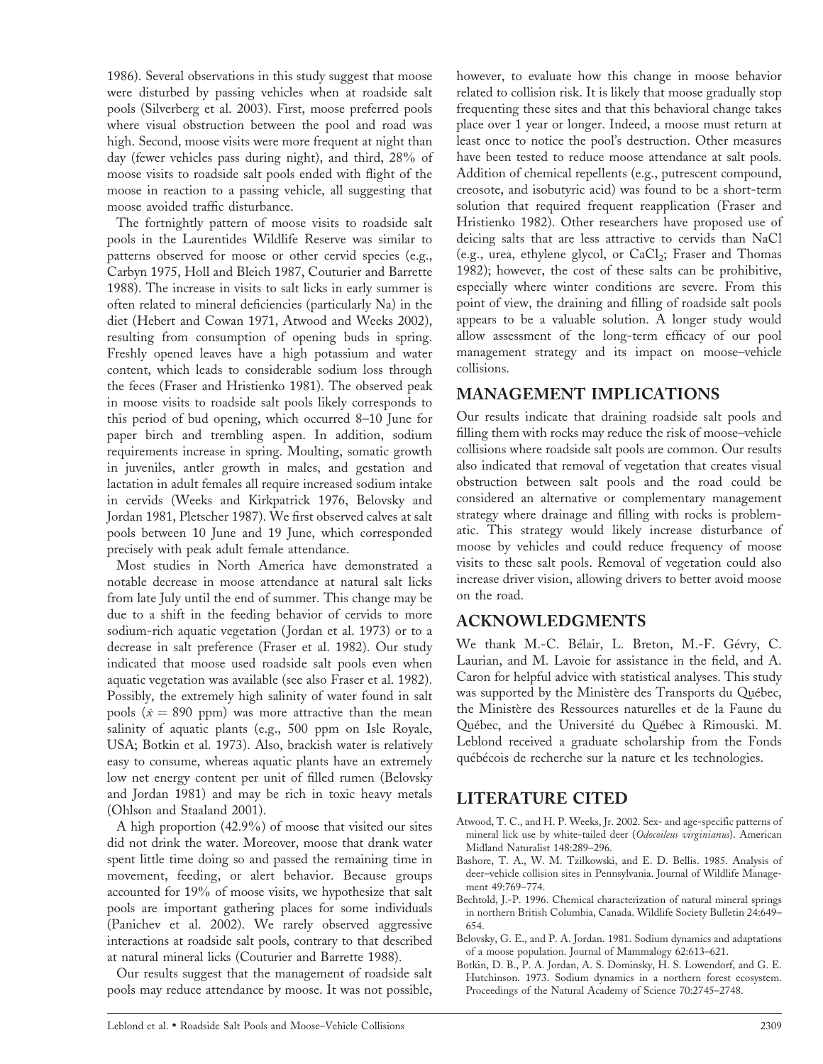1986). Several observations in this study suggest that moose were disturbed by passing vehicles when at roadside salt pools (Silverberg et al. 2003). First, moose preferred pools where visual obstruction between the pool and road was high. Second, moose visits were more frequent at night than day (fewer vehicles pass during night), and third, 28% of moose visits to roadside salt pools ended with flight of the moose in reaction to a passing vehicle, all suggesting that moose avoided traffic disturbance.

The fortnightly pattern of moose visits to roadside salt pools in the Laurentides Wildlife Reserve was similar to patterns observed for moose or other cervid species (e.g., Carbyn 1975, Holl and Bleich 1987, Couturier and Barrette 1988). The increase in visits to salt licks in early summer is often related to mineral deficiencies (particularly Na) in the diet (Hebert and Cowan 1971, Atwood and Weeks 2002), resulting from consumption of opening buds in spring. Freshly opened leaves have a high potassium and water content, which leads to considerable sodium loss through the feces (Fraser and Hristienko 1981). The observed peak in moose visits to roadside salt pools likely corresponds to this period of bud opening, which occurred 8–10 June for paper birch and trembling aspen. In addition, sodium requirements increase in spring. Moulting, somatic growth in juveniles, antler growth in males, and gestation and lactation in adult females all require increased sodium intake in cervids (Weeks and Kirkpatrick 1976, Belovsky and Jordan 1981, Pletscher 1987). We first observed calves at salt pools between 10 June and 19 June, which corresponded precisely with peak adult female attendance.

Most studies in North America have demonstrated a notable decrease in moose attendance at natural salt licks from late July until the end of summer. This change may be due to a shift in the feeding behavior of cervids to more sodium-rich aquatic vegetation (Jordan et al. 1973) or to a decrease in salt preference (Fraser et al. 1982). Our study indicated that moose used roadside salt pools even when aquatic vegetation was available (see also Fraser et al. 1982). Possibly, the extremely high salinity of water found in salt pools ($\bar{x} = 890$ ppm) was more attractive than the mean salinity of aquatic plants (e.g., 500 ppm on Isle Royale, USA; Botkin et al. 1973). Also, brackish water is relatively easy to consume, whereas aquatic plants have an extremely low net energy content per unit of filled rumen (Belovsky and Jordan 1981) and may be rich in toxic heavy metals (Ohlson and Staaland 2001).

A high proportion (42.9%) of moose that visited our sites did not drink the water. Moreover, moose that drank water spent little time doing so and passed the remaining time in movement, feeding, or alert behavior. Because groups accounted for 19% of moose visits, we hypothesize that salt pools are important gathering places for some individuals (Panichev et al. 2002). We rarely observed aggressive interactions at roadside salt pools, contrary to that described at natural mineral licks (Couturier and Barrette 1988).

Our results suggest that the management of roadside salt pools may reduce attendance by moose. It was not possible, however, to evaluate how this change in moose behavior related to collision risk. It is likely that moose gradually stop frequenting these sites and that this behavioral change takes place over 1 year or longer. Indeed, a moose must return at least once to notice the pool's destruction. Other measures have been tested to reduce moose attendance at salt pools. Addition of chemical repellents (e.g., putrescent compound, creosote, and isobutyric acid) was found to be a short-term solution that required frequent reapplication (Fraser and Hristienko 1982). Other researchers have proposed use of deicing salts that are less attractive to cervids than NaCl (e.g., urea, ethylene glycol, or $CaCl_2$; Fraser and Thomas 1982); however, the cost of these salts can be prohibitive, especially where winter conditions are severe. From this point of view, the draining and filling of roadside salt pools appears to be a valuable solution. A longer study would allow assessment of the long-term efficacy of our pool management strategy and its impact on moose–vehicle collisions.

## MANAGEMENT IMPLICATIONS

Our results indicate that draining roadside salt pools and filling them with rocks may reduce the risk of moose–vehicle collisions where roadside salt pools are common. Our results also indicated that removal of vegetation that creates visual obstruction between salt pools and the road could be considered an alternative or complementary management strategy where drainage and filling with rocks is problematic. This strategy would likely increase disturbance of moose by vehicles and could reduce frequency of moose visits to these salt pools. Removal of vegetation could also increase driver vision, allowing drivers to better avoid moose on the road.

## ACKNOWLEDGMENTS

We thank M.-C. Bélair, L. Breton, M.-F. Gévry, C. Laurian, and M. Lavoie for assistance in the field, and A. Caron for helpful advice with statistical analyses. This study was supported by the Ministère des Transports du Québec, the Ministère des Ressources naturelles et de la Faune du Québec, and the Université du Québec à Rimouski. M. Leblond received a graduate scholarship from the Fonds québécois de recherche sur la nature et les technologies.

## LITERATURE CITED

Atwood, T. C., and H. P. Weeks, Jr. 2002. Sex- and age-specific patterns of mineral lick use by white-tailed deer (*Odocoileus virginianus*). American Midland Naturalist 148:289–296.

Bashore, T. A., W. M. Tzilkowski, and E. D. Bellis. 1985. Analysis of deer–vehicle collision sites in Pennsylvania. Journal of Wildlife Management 49:769–774.

Bechtold, J.-P. 1996. Chemical characterization of natural mineral springs in northern British Columbia, Canada. Wildlife Society Bulletin 24:649–654.

Belovsky, G. E., and P. A. Jordan. 1981. Sodium dynamics and adaptations of a moose population. Journal of Mammalogy 62:613–621.

Botkin, D. B., P. A. Jordan, A. S. Dominsky, H. S. Lowendorf, and G. E. Hutchinson. 1973. Sodium dynamics in a northern forest ecosystem. Proceedings of the Natural Academy of Science 70:2745–2748.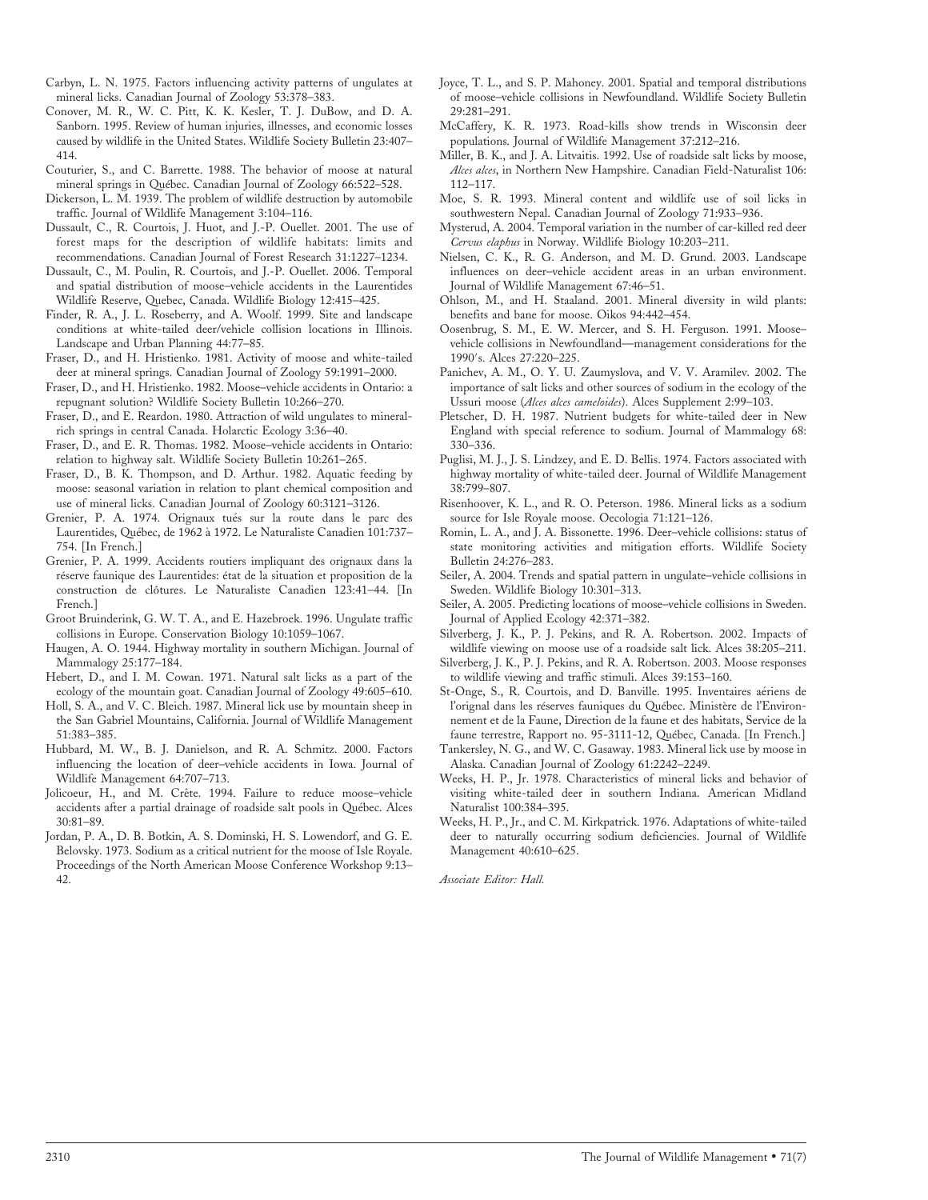Carbyn, L. N. 1975. Factors influencing activity patterns of ungulates at mineral licks. Canadian Journal of Zoology 53:378–383.

Conover, M. R., W. C. Pitt, K. K. Kesler, T. J. DuBow, and D. A. Sanborn. 1995. Review of human injuries, illnesses, and economic losses caused by wildlife in the United States. Wildlife Society Bulletin 23:407–414.

Couturier, S., and C. Barrette. 1988. The behavior of moose at natural mineral springs in Québec. Canadian Journal of Zoology 66:522–528.

Dickerson, L. M. 1939. The problem of wildlife destruction by automobile traffic. Journal of Wildlife Management 3:104–116.

Dussault, C., R. Courtois, J. Huot, and J.-P. Ouellet. 2001. The use of forest maps for the description of wildlife habitats: limits and recommendations. Canadian Journal of Forest Research 31:1227–1234.

Dussault, C., M. Poulin, R. Courtois, and J.-P. Ouellet. 2006. Temporal and spatial distribution of moose–vehicle accidents in the Laurentides Wildlife Reserve, Quebec, Canada. Wildlife Biology 12:415–425.

Finder, R. A., J. L. Roseberry, and A. Woolf. 1999. Site and landscape conditions at white-tailed deer/vehicle collision locations in Illinois. Landscape and Urban Planning 44:77–85.

Fraser, D., and H. Hristienko. 1981. Activity of moose and white-tailed deer at mineral springs. Canadian Journal of Zoology 59:1991–2000.

Fraser, D., and H. Hristienko. 1982. Moose–vehicle accidents in Ontario: a repugnant solution? Wildlife Society Bulletin 10:266–270.

Fraser, D., and E. Reardon. 1980. Attraction of wild ungulates to mineral-rich springs in central Canada. Holarctic Ecology 3:36–40.

Fraser, D., and E. R. Thomas. 1982. Moose–vehicle accidents in Ontario: relation to highway salt. Wildlife Society Bulletin 10:261–265.

Fraser, D., B. K. Thompson, and D. Arthur. 1982. Aquatic feeding by moose: seasonal variation in relation to plant chemical composition and use of mineral licks. Canadian Journal of Zoology 60:3121–3126.

Grenier, P. A. 1974. Orignaux tués sur la route dans le parc des Laurentides, Québec, de 1962 à 1972. Le Naturaliste Canadien 101:737–754. [In French.]

Grenier, P. A. 1999. Accidents routiers impliquant des orignaux dans la réserve faunique des Laurentides: état de la situation et proposition de la construction de clôtures. Le Naturaliste Canadien 123:41–44. [In French.]

Groot Bruinderink, G. W. T. A., and E. Hazebroek. 1996. Ungulate traffic collisions in Europe. Conservation Biology 10:1059–1067.

Haugen, A. O. 1944. Highway mortality in southern Michigan. Journal of Mammalogy 25:177–184.

Hebert, D., and I. M. Cowan. 1971. Natural salt licks as a part of the ecology of the mountain goat. Canadian Journal of Zoology 49:605–610.

Holl, S. A., and V. C. Bleich. 1987. Mineral lick use by mountain sheep in the San Gabriel Mountains, California. Journal of Wildlife Management 51:383–385.

Hubbard, M. W., B. J. Danielson, and R. A. Schmitz. 2000. Factors influencing the location of deer–vehicle accidents in Iowa. Journal of Wildlife Management 64:707–713.

Jolicoeur, H., and M. Crête. 1994. Failure to reduce moose–vehicle accidents after a partial drainage of roadside salt pools in Québec. Alces 30:81–89.

Jordan, P. A., D. B. Botkin, A. S. Dominski, H. S. Lowendorf, and G. E. Belovsky. 1973. Sodium as a critical nutrient for the moose of Isle Royale. Proceedings of the North American Moose Conference Workshop 9:13–42.

Joyce, T. L., and S. P. Mahoney. 2001. Spatial and temporal distributions of moose–vehicle collisions in Newfoundland. Wildlife Society Bulletin 29:281–291.

McCaffery, K. R. 1973. Road-kills show trends in Wisconsin deer populations. Journal of Wildlife Management 37:212–216.

Miller, B. K., and J. A. Litvaitis. 1992. Use of roadside salt licks by moose, *Alces alces*, in Northern New Hampshire. Canadian Field-Naturalist 106:112–117.

Moe, S. R. 1993. Mineral content and wildlife use of soil licks in southwestern Nepal. Canadian Journal of Zoology 71:933–936.

Mysterud, A. 2004. Temporal variation in the number of car-killed red deer *Cervus elaphus* in Norway. Wildlife Biology 10:203–211.

Nielsen, C. K., R. G. Anderson, and M. D. Grund. 2003. Landscape influences on deer–vehicle accident areas in an urban environment. Journal of Wildlife Management 67:46–51.

Ohlson, M., and H. Staaland. 2001. Mineral diversity in wild plants: benefits and bane for moose. Oikos 94:442–454.

Oosenbrug, S. M., E. W. Mercer, and S. H. Ferguson. 1991. Moose–vehicle collisions in Newfoundland—management considerations for the 1990's. Alces 27:220–225.

Panichev, A. M., O. Y. U. Zaumyslova, and V. V. Aramilev. 2002. The importance of salt licks and other sources of sodium in the ecology of the Ussuri moose (*Alces alces cameloides*). Alces Supplement 2:99–103.

Pletscher, D. H. 1987. Nutrient budgets for white-tailed deer in New England with special reference to sodium. Journal of Mammalogy 68:330–336.

Puglisi, M. J., J. S. Lindzey, and E. D. Bellis. 1974. Factors associated with highway mortality of white-tailed deer. Journal of Wildlife Management 38:799–807.

Risenhoover, K. L., and R. O. Peterson. 1986. Mineral licks as a sodium source for Isle Royale moose. Oecologia 71:121–126.

Romin, L. A., and J. A. Bissonette. 1996. Deer–vehicle collisions: status of state monitoring activities and mitigation efforts. Wildlife Society Bulletin 24:276–283.

Seiler, A. 2004. Trends and spatial pattern in ungulate–vehicle collisions in Sweden. Wildlife Biology 10:301–313.

Seiler, A. 2005. Predicting locations of moose–vehicle collisions in Sweden. Journal of Applied Ecology 42:371–382.

Silverberg, J. K., P. J. Pekins, and R. A. Robertson. 2002. Impacts of wildlife viewing on moose use of a roadside salt lick. Alces 38:205–211.

Silverberg, J. K., P. J. Pekins, and R. A. Robertson. 2003. Moose responses to wildlife viewing and traffic stimuli. Alces 39:153–160.

St-Onge, S., R. Courtois, and D. Banville. 1995. Inventaires aériens de l'orignal dans les réserves fauniques du Québec. Ministère de l'Environnement et de la Faune, Direction de la faune et des habitats, Service de la faune terrestre, Rapport no. 95-3111-12, Québec, Canada. [In French.]

Tankersley, N. G., and W. C. Gasaway. 1983. Mineral lick use by moose in Alaska. Canadian Journal of Zoology 61:2242–2249.

Weeks, H. P., Jr. 1978. Characteristics of mineral licks and behavior of visiting white-tailed deer in southern Indiana. American Midland Naturalist 100:384–395.

Weeks, H. P., Jr., and C. M. Kirkpatrick. 1976. Adaptations of white-tailed deer to naturally occurring sodium deficiencies. Journal of Wildlife Management 40:610–625.

*Associate Editor: Hall.*